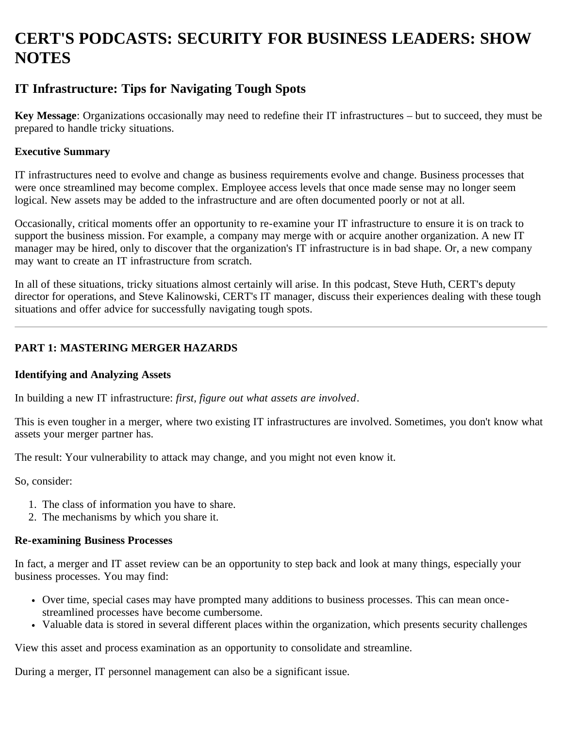# CERT'S PODCASTS: SECURITY FOR BUSINESS LEADERS: SHOW NOTES

## IT Infrastructure: Tips for Navigating Tough Spots

**Key Message**: Organizations occasionally may need to redefine their IT infrastructures – but to succeed, they must be prepared to handle tricky situations.

**Executive Summary**

IT infrastructures need to evolve and change as business requirements evolve and change. Business processes that were once streamlined may become complex. Employee access levels that once made sense may no longer seem logical. New assets may be added to the infrastructure and are often documented poorly or not at all.

Occasionally, critical moments offer an opportunity to re-examine your IT infrastructure to ensure it is on track to support the business mission. For example, a company may merge with or acquire another organization. A new IT manager may be hired, only to discover that the organization's IT infrastructure is in bad shape. Or, a new company may want to create an IT infrastructure from scratch.

In all of these situations, tricky situations almost certainly will arise. In this podcast, Steve Huth, CERT's deputy director for operations, and Steve Kalinowski, CERT's IT manager, discuss their experiences dealing with these tough situations and offer advice for successfully navigating tough spots.

---

**PART 1: MASTERING MERGER HAZARDS**

**Identifying and Analyzing Assets**

In building a new IT infrastructure: *first, figure out what assets are involved*.

This is even tougher in a merger, where two existing IT infrastructures are involved. Sometimes, you don't know what assets your merger partner has.

The result: Your vulnerability to attack may change, and you might not even know it.

So, consider:

1. The class of information you have to share.
2. The mechanisms by which you share it.

**Re-examining Business Processes**

In fact, a merger and IT asset review can be an opportunity to step back and look at many things, especially your business processes. You may find:

- Over time, special cases may have prompted many additions to business processes. This can mean once-streamlined processes have become cumbersome.
- Valuable data is stored in several different places within the organization, which presents security challenges

View this asset and process examination as an opportunity to consolidate and streamline.

During a merger, IT personnel management can also be a significant issue.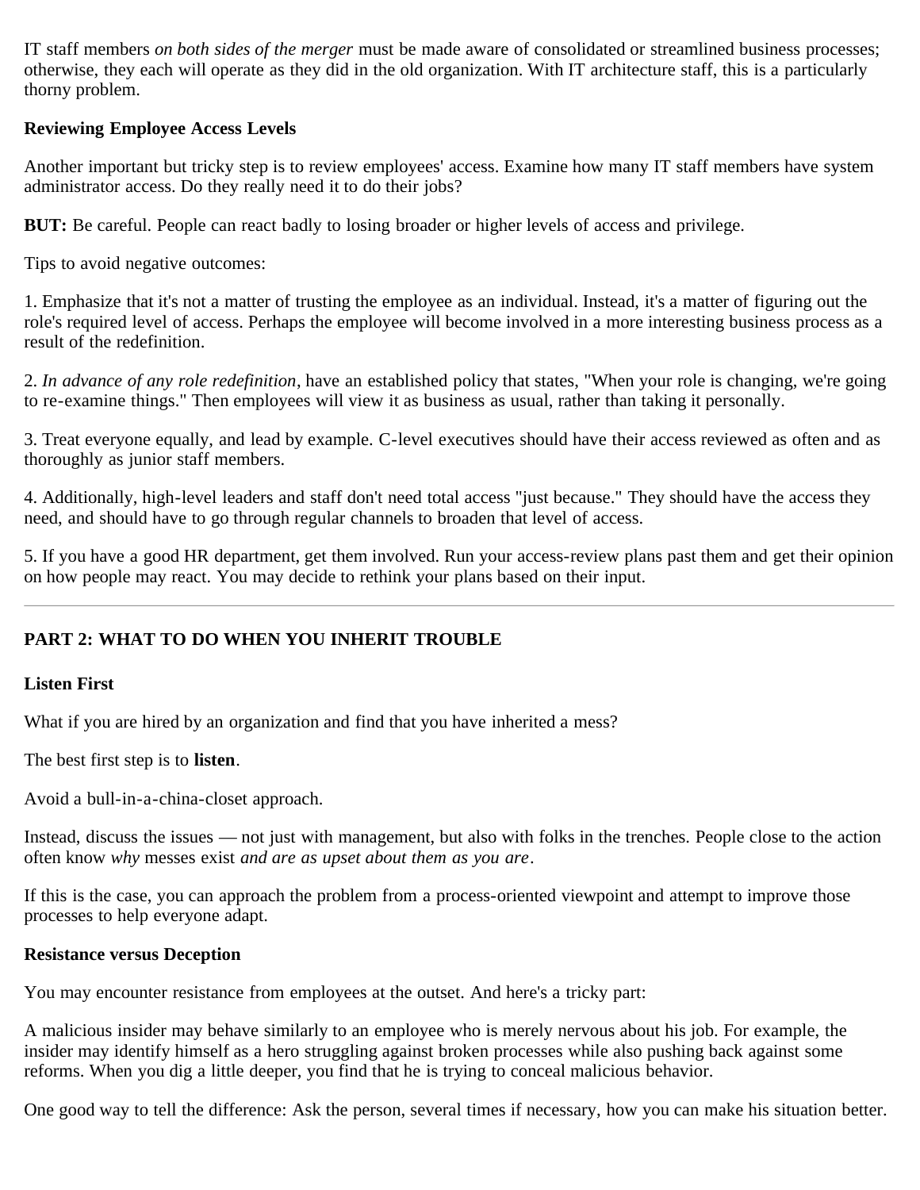IT staff members *on both sides of the merger* must be made aware of consolidated or streamlined business processes; otherwise, they each will operate as they did in the old organization. With IT architecture staff, this is a particularly thorny problem.

**Reviewing Employee Access Levels**

Another important but tricky step is to review employees' access. Examine how many IT staff members have system administrator access. Do they really need it to do their jobs?

**BUT:** Be careful. People can react badly to losing broader or higher levels of access and privilege.

Tips to avoid negative outcomes:

1. Emphasize that it's not a matter of trusting the employee as an individual. Instead, it's a matter of figuring out the role's required level of access. Perhaps the employee will become involved in a more interesting business process as a result of the redefinition.

2. *In advance of any role redefinition*, have an established policy that states, "When your role is changing, we're going to re-examine things." Then employees will view it as business as usual, rather than taking it personally.

3. Treat everyone equally, and lead by example. C-level executives should have their access reviewed as often and as thoroughly as junior staff members.

4. Additionally, high-level leaders and staff don't need total access "just because." They should have the access they need, and should have to go through regular channels to broaden that level of access.

5. If you have a good HR department, get them involved. Run your access-review plans past them and get their opinion on how people may react. You may decide to rethink your plans based on their input.

---

## PART 2: WHAT TO DO WHEN YOU INHERIT TROUBLE

**Listen First**

What if you are hired by an organization and find that you have inherited a mess?

The best first step is to **listen**.

Avoid a bull-in-a-china-closet approach.

Instead, discuss the issues — not just with management, but also with folks in the trenches. People close to the action often know *why* messes exist *and are as upset about them as you are*.

If this is the case, you can approach the problem from a process-oriented viewpoint and attempt to improve those processes to help everyone adapt.

**Resistance versus Deception**

You may encounter resistance from employees at the outset. And here's a tricky part:

A malicious insider may behave similarly to an employee who is merely nervous about his job. For example, the insider may identify himself as a hero struggling against broken processes while also pushing back against some reforms. When you dig a little deeper, you find that he is trying to conceal malicious behavior.

One good way to tell the difference: Ask the person, several times if necessary, how you can make his situation better.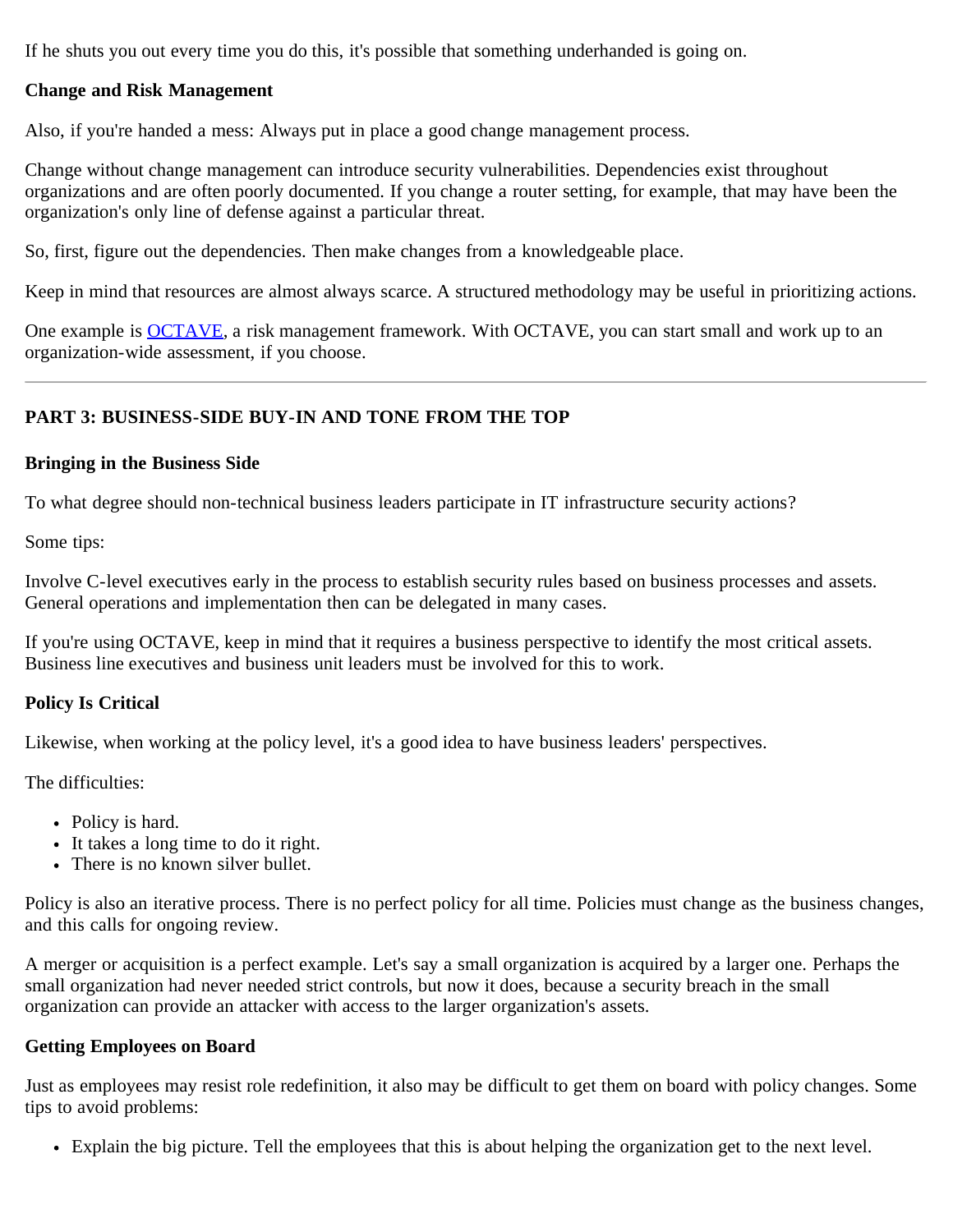If he shuts you out every time you do this, it's possible that something underhanded is going on.

**Change and Risk Management**

Also, if you're handed a mess: Always put in place a good change management process.

Change without change management can introduce security vulnerabilities. Dependencies exist throughout organizations and are often poorly documented. If you change a router setting, for example, that may have been the organization's only line of defense against a particular threat.

So, first, figure out the dependencies. Then make changes from a knowledgeable place.

Keep in mind that resources are almost always scarce. A structured methodology may be useful in prioritizing actions.

One example is OCTAVE, a risk management framework. With OCTAVE, you can start small and work up to an organization-wide assessment, if you choose.

---

**PART 3: BUSINESS-SIDE BUY-IN AND TONE FROM THE TOP**

**Bringing in the Business Side**

To what degree should non-technical business leaders participate in IT infrastructure security actions?

Some tips:

Involve C-level executives early in the process to establish security rules based on business processes and assets. General operations and implementation then can be delegated in many cases.

If you're using OCTAVE, keep in mind that it requires a business perspective to identify the most critical assets. Business line executives and business unit leaders must be involved for this to work.

**Policy Is Critical**

Likewise, when working at the policy level, it's a good idea to have business leaders' perspectives.

The difficulties:

- Policy is hard.
- It takes a long time to do it right.
- There is no known silver bullet.

Policy is also an iterative process. There is no perfect policy for all time. Policies must change as the business changes, and this calls for ongoing review.

A merger or acquisition is a perfect example. Let's say a small organization is acquired by a larger one. Perhaps the small organization had never needed strict controls, but now it does, because a security breach in the small organization can provide an attacker with access to the larger organization's assets.

**Getting Employees on Board**

Just as employees may resist role redefinition, it also may be difficult to get them on board with policy changes. Some tips to avoid problems:

- Explain the big picture. Tell the employees that this is about helping the organization get to the next level.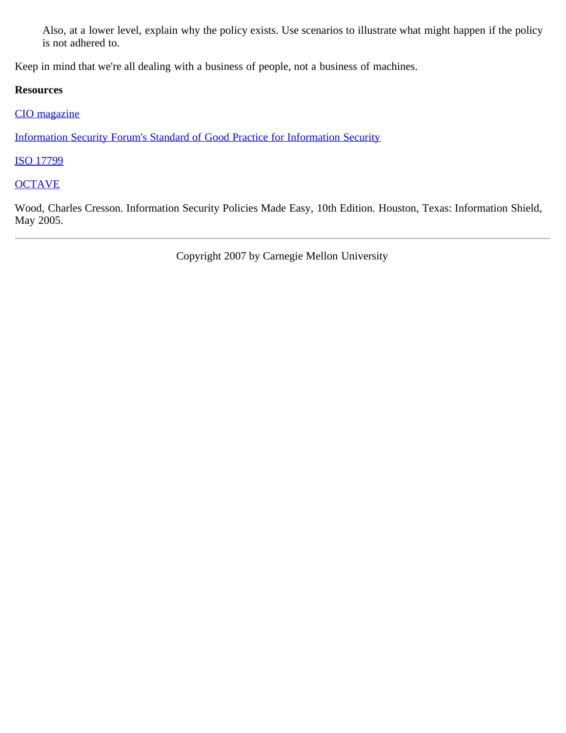Also, at a lower level, explain why the policy exists. Use scenarios to illustrate what might happen if the policy is not adhered to.

Keep in mind that we're all dealing with a business of people, not a business of machines.

**Resources**

CIO magazine

Information Security Forum's Standard of Good Practice for Information Security

ISO 17799

OCTAVE

Wood, Charles Cresson. Information Security Policies Made Easy, 10th Edition. Houston, Texas: Information Shield, May 2005.

---

Copyright 2007 by Carnegie Mellon University